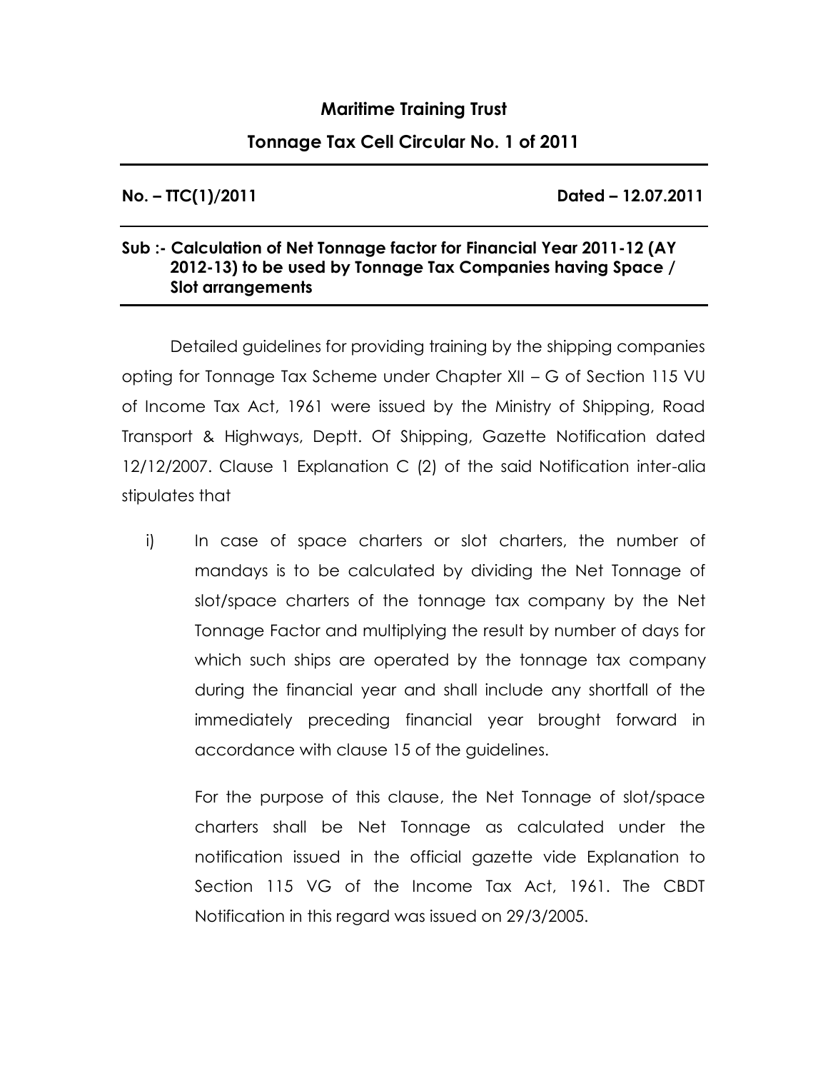# Maritime Training Trust

## Tonnage Tax Cell Circular No. 1 of 2011

**No. – TTC(1)/2011** **Dated – 12.07.2011**

**Sub :- Calculation of Net Tonnage factor for Financial Year 2011-12 (AY 2012-13) to be used by Tonnage Tax Companies having Space / Slot arrangements**

Detailed guidelines for providing training by the shipping companies opting for Tonnage Tax Scheme under Chapter XII – G of Section 115 VU of Income Tax Act, 1961 were issued by the Ministry of Shipping, Road Transport & Highways, Deptt. Of Shipping, Gazette Notification dated 12/12/2007. Clause 1 Explanation C (2) of the said Notification inter-alia stipulates that

i) In case of space charters or slot charters, the number of mandays is to be calculated by dividing the Net Tonnage of slot/space charters of the tonnage tax company by the Net Tonnage Factor and multiplying the result by number of days for which such ships are operated by the tonnage tax company during the financial year and shall include any shortfall of the immediately preceding financial year brought forward in accordance with clause 15 of the guidelines.

   For the purpose of this clause, the Net Tonnage of slot/space charters shall be Net Tonnage as calculated under the notification issued in the official gazette vide Explanation to Section 115 VG of the Income Tax Act, 1961. The CBDT Notification in this regard was issued on 29/3/2005.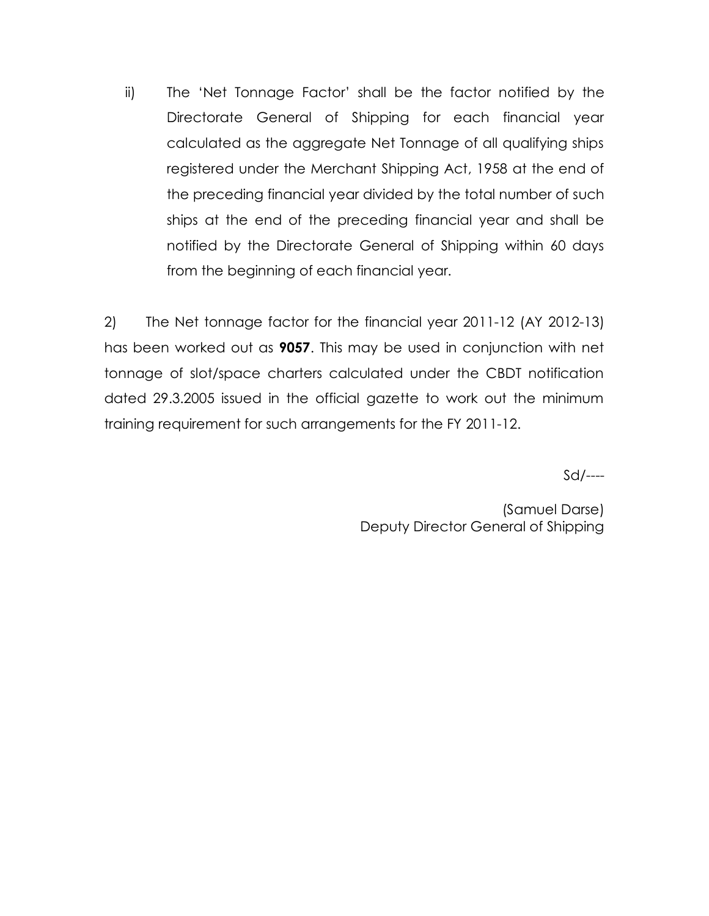ii) The 'Net Tonnage Factor' shall be the factor notified by the Directorate General of Shipping for each financial year calculated as the aggregate Net Tonnage of all qualifying ships registered under the Merchant Shipping Act, 1958 at the end of the preceding financial year divided by the total number of such ships at the end of the preceding financial year and shall be notified by the Directorate General of Shipping within 60 days from the beginning of each financial year.

2) The Net tonnage factor for the financial year 2011-12 (AY 2012-13) has been worked out as **9057**. This may be used in conjunction with net tonnage of slot/space charters calculated under the CBDT notification dated 29.3.2005 issued in the official gazette to work out the minimum training requirement for such arrangements for the FY 2011-12.

Sd/----

(Samuel Darse)
Deputy Director General of Shipping